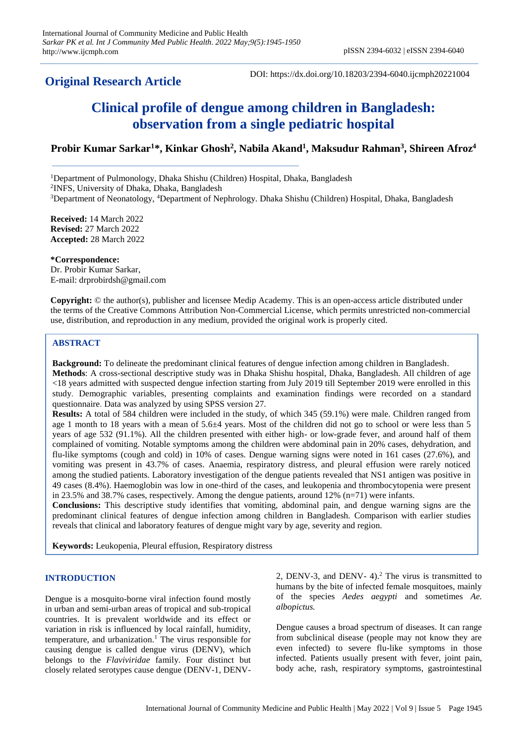**Original Research Article**

DOI: https://dx.doi.org/10.18203/2394-6040.ijcmph20221004

# Clinical profile of dengue among children in Bangladesh: observation from a single pediatric hospital

**Probir Kumar Sarkar[1]*, Kinkar Ghosh[2], Nabila Akand[1], Maksudur Rahman[3], Shireen Afroz[4]**

[1]Department of Pulmonology, Dhaka Shishu (Children) Hospital, Dhaka, Bangladesh
[2]INFS, University of Dhaka, Dhaka, Bangladesh
[3]Department of Neonatology, [4]Department of Nephrology. Dhaka Shishu (Children) Hospital, Dhaka, Bangladesh

**Received:** 14 March 2022
**Revised:** 27 March 2022
**Accepted:** 28 March 2022

**\*Correspondence:**
Dr. Probir Kumar Sarkar,
E-mail: drprobirdsh@gmail.com

**Copyright:** © the author(s), publisher and licensee Medip Academy. This is an open-access article distributed under the terms of the Creative Commons Attribution Non-Commercial License, which permits unrestricted non-commercial use, distribution, and reproduction in any medium, provided the original work is properly cited.

## ABSTRACT

**Background:** To delineate the predominant clinical features of dengue infection among children in Bangladesh.

**Methods**: A cross-sectional descriptive study was in Dhaka Shishu hospital, Dhaka, Bangladesh. All children of age <18 years admitted with suspected dengue infection starting from July 2019 till September 2019 were enrolled in this study. Demographic variables, presenting complaints and examination findings were recorded on a standard questionnaire. Data was analyzed by using SPSS version 27.

**Results:** A total of 584 children were included in the study, of which 345 (59.1%) were male. Children ranged from age 1 month to 18 years with a mean of 5.6±4 years. Most of the children did not go to school or were less than 5 years of age 532 (91.1%). All the children presented with either high- or low-grade fever, and around half of them complained of vomiting. Notable symptoms among the children were abdominal pain in 20% cases, dehydration, and flu-like symptoms (cough and cold) in 10% of cases. Dengue warning signs were noted in 161 cases (27.6%), and vomiting was present in 43.7% of cases. Anaemia, respiratory distress, and pleural effusion were rarely noticed among the studied patients. Laboratory investigation of the dengue patients revealed that NS1 antigen was positive in 49 cases (8.4%). Haemoglobin was low in one-third of the cases, and leukopenia and thrombocytopenia were present in 23.5% and 38.7% cases, respectively. Among the dengue patients, around 12% (n=71) were infants.

**Conclusions:** This descriptive study identifies that vomiting, abdominal pain, and dengue warning signs are the predominant clinical features of dengue infection among children in Bangladesh. Comparison with earlier studies reveals that clinical and laboratory features of dengue might vary by age, severity and region.

**Keywords:** Leukopenia, Pleural effusion, Respiratory distress

## INTRODUCTION

Dengue is a mosquito-borne viral infection found mostly in urban and semi-urban areas of tropical and sub-tropical countries. It is prevalent worldwide and its effect or variation in risk is influenced by local rainfall, humidity, temperature, and urbanization.[1] The virus responsible for causing dengue is called dengue virus (DENV), which belongs to the *Flaviviridae* family. Four distinct but closely related serotypes cause dengue (DENV-1, DENV-2, DENV-3, and DENV- 4).[2] The virus is transmitted to humans by the bite of infected female mosquitoes, mainly of the species *Aedes aegypti* and sometimes *Ae. albopictus.*

Dengue causes a broad spectrum of diseases. It can range from subclinical disease (people may not know they are even infected) to severe flu-like symptoms in those infected. Patients usually present with fever, joint pain, body ache, rash, respiratory symptoms, gastrointestinal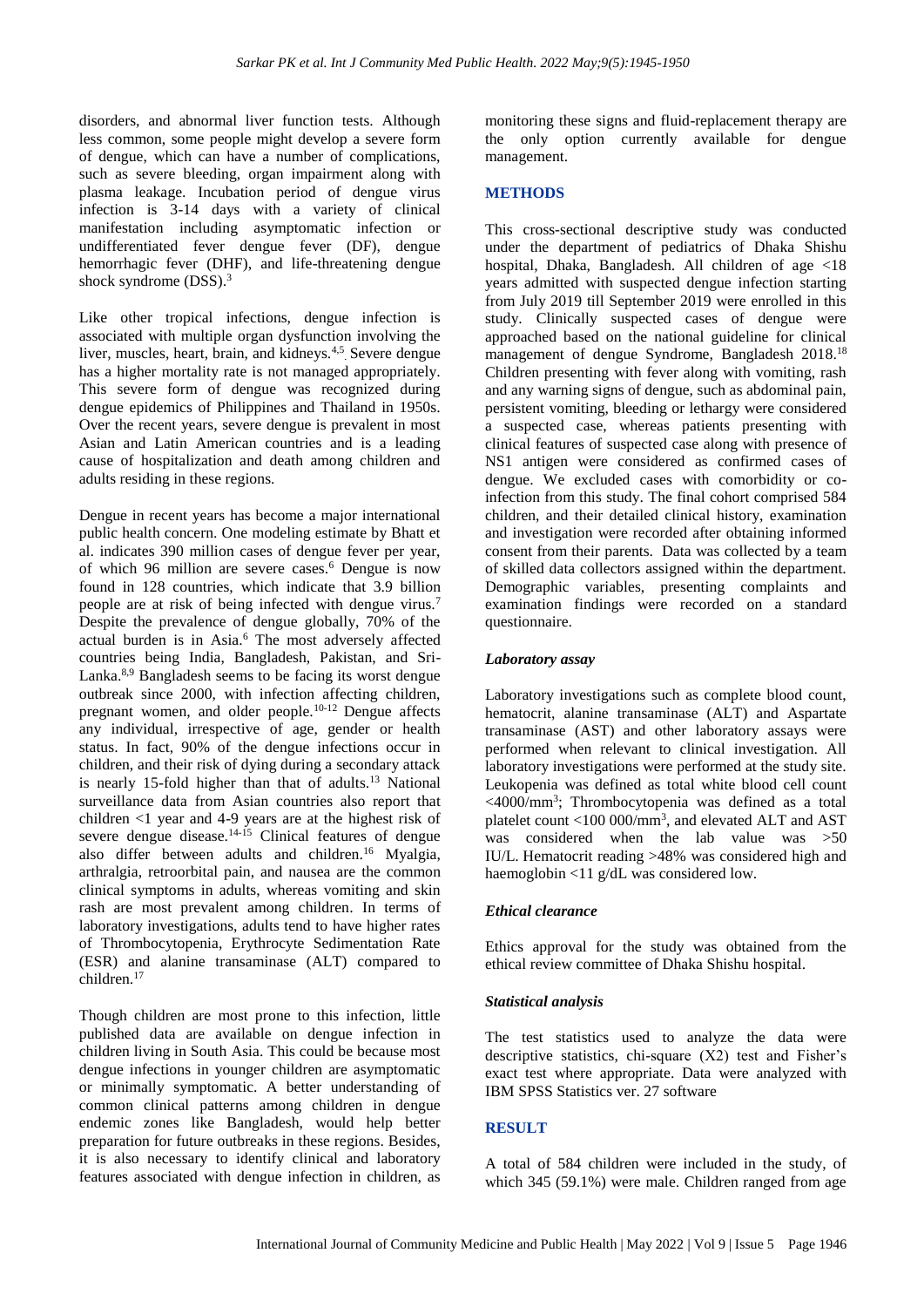disorders, and abnormal liver function tests. Although less common, some people might develop a severe form of dengue, which can have a number of complications, such as severe bleeding, organ impairment along with plasma leakage. Incubation period of dengue virus infection is 3-14 days with a variety of clinical manifestation including asymptomatic infection or undifferentiated fever dengue fever (DF), dengue hemorrhagic fever (DHF), and life-threatening dengue shock syndrome (DSS).[3]

Like other tropical infections, dengue infection is associated with multiple organ dysfunction involving the liver, muscles, heart, brain, and kidneys.[4,5] Severe dengue has a higher mortality rate is not managed appropriately. This severe form of dengue was recognized during dengue epidemics of Philippines and Thailand in 1950s. Over the recent years, severe dengue is prevalent in most Asian and Latin American countries and is a leading cause of hospitalization and death among children and adults residing in these regions.

Dengue in recent years has become a major international public health concern. One modeling estimate by Bhatt et al. indicates 390 million cases of dengue fever per year, of which 96 million are severe cases.[6] Dengue is now found in 128 countries, which indicate that 3.9 billion people are at risk of being infected with dengue virus.[7] Despite the prevalence of dengue globally, 70% of the actual burden is in Asia.[6] The most adversely affected countries being India, Bangladesh, Pakistan, and Sri-Lanka.[8,9] Bangladesh seems to be facing its worst dengue outbreak since 2000, with infection affecting children, pregnant women, and older people.[10-12] Dengue affects any individual, irrespective of age, gender or health status. In fact, 90% of the dengue infections occur in children, and their risk of dying during a secondary attack is nearly 15-fold higher than that of adults.[13] National surveillance data from Asian countries also report that children <1 year and 4-9 years are at the highest risk of severe dengue disease.[14-15] Clinical features of dengue also differ between adults and children.[16] Myalgia, arthralgia, retroorbital pain, and nausea are the common clinical symptoms in adults, whereas vomiting and skin rash are most prevalent among children. In terms of laboratory investigations, adults tend to have higher rates of Thrombocytopenia, Erythrocyte Sedimentation Rate (ESR) and alanine transaminase (ALT) compared to children.[17]

Though children are most prone to this infection, little published data are available on dengue infection in children living in South Asia. This could be because most dengue infections in younger children are asymptomatic or minimally symptomatic. A better understanding of common clinical patterns among children in dengue endemic zones like Bangladesh, would help better preparation for future outbreaks in these regions. Besides, it is also necessary to identify clinical and laboratory features associated with dengue infection in children, as monitoring these signs and fluid-replacement therapy are the only option currently available for dengue management.

## METHODS

This cross-sectional descriptive study was conducted under the department of pediatrics of Dhaka Shishu hospital, Dhaka, Bangladesh. All children of age <18 years admitted with suspected dengue infection starting from July 2019 till September 2019 were enrolled in this study. Clinically suspected cases of dengue were approached based on the national guideline for clinical management of dengue Syndrome, Bangladesh 2018.[18] Children presenting with fever along with vomiting, rash and any warning signs of dengue, such as abdominal pain, persistent vomiting, bleeding or lethargy were considered a suspected case, whereas patients presenting with clinical features of suspected case along with presence of NS1 antigen were considered as confirmed cases of dengue. We excluded cases with comorbidity or co-infection from this study. The final cohort comprised 584 children, and their detailed clinical history, examination and investigation were recorded after obtaining informed consent from their parents. Data was collected by a team of skilled data collectors assigned within the department. Demographic variables, presenting complaints and examination findings were recorded on a standard questionnaire.

### *Laboratory assay*

Laboratory investigations such as complete blood count, hematocrit, alanine transaminase (ALT) and Aspartate transaminase (AST) and other laboratory assays were performed when relevant to clinical investigation. All laboratory investigations were performed at the study site. Leukopenia was defined as total white blood cell count <4000/mm$^3$; Thrombocytopenia was defined as a total platelet count <100 000/mm$^3$, and elevated ALT and AST was considered when the lab value was >50 IU/L. Hematocrit reading >48% was considered high and haemoglobin <11 g/dL was considered low.

### *Ethical clearance*

Ethics approval for the study was obtained from the ethical review committee of Dhaka Shishu hospital.

### *Statistical analysis*

The test statistics used to analyze the data were descriptive statistics, chi-square ($X2$) test and Fisher's exact test where appropriate. Data were analyzed with IBM SPSS Statistics ver. 27 software

## RESULT

A total of 584 children were included in the study, of which 345 (59.1%) were male. Children ranged from age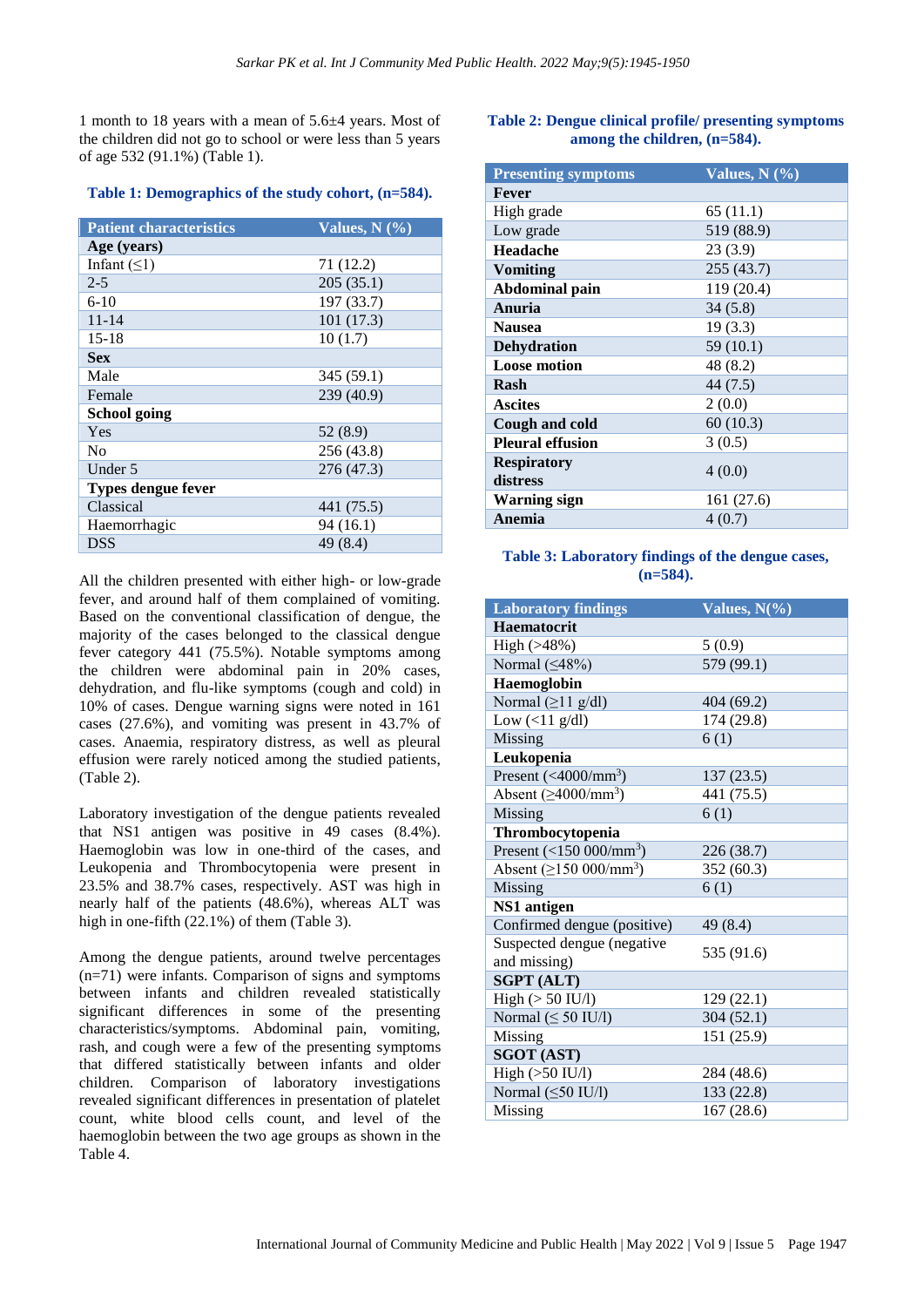1 month to 18 years with a mean of 5.6±4 years. Most of the children did not go to school or were less than 5 years of age 532 (91.1%) (Table 1).

**Table 1: Demographics of the study cohort, (n=584).**

| Patient characteristics | Values, N (%) |
|---|---|
| **Age (years)** | |
| Infant (≤1) | 71 (12.2) |
| 2-5 | 205 (35.1) |
| 6-10 | 197 (33.7) |
| 11-14 | 101 (17.3) |
| 15-18 | 10 (1.7) |
| **Sex** | |
| Male | 345 (59.1) |
| Female | 239 (40.9) |
| **School going** | |
| Yes | 52 (8.9) |
| No | 256 (43.8) |
| Under 5 | 276 (47.3) |
| **Types dengue fever** | |
| Classical | 441 (75.5) |
| Haemorrhagic | 94 (16.1) |
| DSS | 49 (8.4) |

All the children presented with either high- or low-grade fever, and around half of them complained of vomiting. Based on the conventional classification of dengue, the majority of the cases belonged to the classical dengue fever category 441 (75.5%). Notable symptoms among the children were abdominal pain in 20% cases, dehydration, and flu-like symptoms (cough and cold) in 10% of cases. Dengue warning signs were noted in 161 cases (27.6%), and vomiting was present in 43.7% of cases. Anaemia, respiratory distress, as well as pleural effusion were rarely noticed among the studied patients, (Table 2).

Laboratory investigation of the dengue patients revealed that NS1 antigen was positive in 49 cases (8.4%). Haemoglobin was low in one-third of the cases, and Leukopenia and Thrombocytopenia were present in 23.5% and 38.7% cases, respectively. AST was high in nearly half of the patients (48.6%), whereas ALT was high in one-fifth (22.1%) of them (Table 3).

Among the dengue patients, around twelve percentages (n=71) were infants. Comparison of signs and symptoms between infants and children revealed statistically significant differences in some of the presenting characteristics/symptoms. Abdominal pain, vomiting, rash, and cough were a few of the presenting symptoms that differed statistically between infants and older children. Comparison of laboratory investigations revealed significant differences in presentation of platelet count, white blood cells count, and level of the haemoglobin between the two age groups as shown in the Table 4.

**Table 2: Dengue clinical profile/ presenting symptoms among the children, (n=584).**

| Presenting symptoms | Values, N (%) |
|---|---|
| **Fever** | |
| High grade | 65 (11.1) |
| Low grade | 519 (88.9) |
| **Headache** | 23 (3.9) |
| **Vomiting** | 255 (43.7) |
| **Abdominal pain** | 119 (20.4) |
| **Anuria** | 34 (5.8) |
| **Nausea** | 19 (3.3) |
| **Dehydration** | 59 (10.1) |
| **Loose motion** | 48 (8.2) |
| **Rash** | 44 (7.5) |
| **Ascites** | 2 (0.0) |
| **Cough and cold** | 60 (10.3) |
| **Pleural effusion** | 3 (0.5) |
| **Respiratory distress** | 4 (0.0) |
| **Warning sign** | 161 (27.6) |
| **Anemia** | 4 (0.7) |

**Table 3: Laboratory findings of the dengue cases, (n=584).**

| Laboratory findings | Values, N(%) |
|---|---|
| **Haematocrit** | |
| High (>48%) | 5 (0.9) |
| Normal (≤48%) | 579 (99.1) |
| **Haemoglobin** | |
| Normal (≥11 g/dl) | 404 (69.2) |
| Low (<11 g/dl) | 174 (29.8) |
| Missing | 6 (1) |
| **Leukopenia** | |
| Present (<4000/mm$^3$) | 137 (23.5) |
| Absent (≥4000/mm$^3$) | 441 (75.5) |
| Missing | 6 (1) |
| **Thrombocytopenia** | |
| Present (<150 000/mm$^3$) | 226 (38.7) |
| Absent (≥150 000/mm$^3$) | 352 (60.3) |
| Missing | 6 (1) |
| **NS1 antigen** | |
| Confirmed dengue (positive) | 49 (8.4) |
| Suspected dengue (negative and missing) | 535 (91.6) |
| **SGPT (ALT)** | |
| High (> 50 IU/l) | 129 (22.1) |
| Normal (≤ 50 IU/l) | 304 (52.1) |
| Missing | 151 (25.9) |
| **SGOT (AST)** | |
| High (>50 IU/l) | 284 (48.6) |
| Normal (≤50 IU/l) | 133 (22.8) |
| Missing | 167 (28.6) |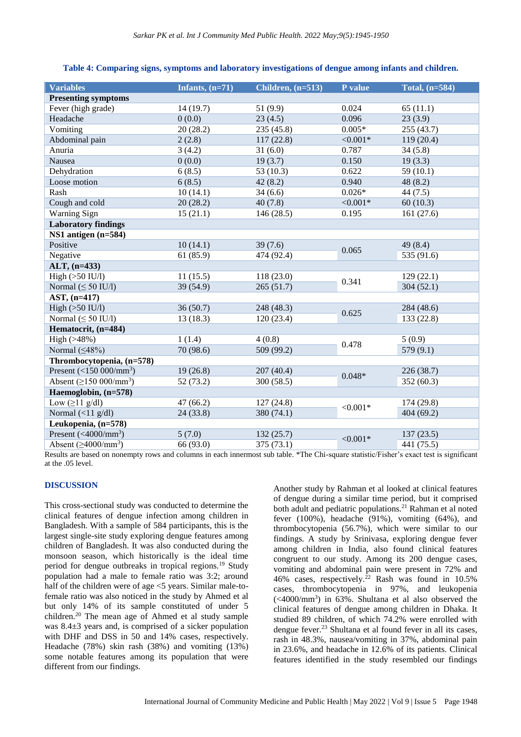**Table 4: Comparing signs, symptoms and laboratory investigations of dengue among infants and children.**

| Variables | Infants, (n=71) | Children, (n=513) | P value | Total, (n=584) |
|---|---|---|---|---|
| **Presenting symptoms** | | | | |
| Fever (high grade) | 14 (19.7) | 51 (9.9) | 0.024 | 65 (11.1) |
| Headache | 0 (0.0) | 23 (4.5) | 0.096 | 23 (3.9) |
| Vomiting | 20 (28.2) | 235 (45.8) | 0.005* | 255 (43.7) |
| Abdominal pain | 2 (2.8) | 117 (22.8) | <0.001* | 119 (20.4) |
| Anuria | 3 (4.2) | 31 (6.0) | 0.787 | 34 (5.8) |
| Nausea | 0 (0.0) | 19 (3.7) | 0.150 | 19 (3.3) |
| Dehydration | 6 (8.5) | 53 (10.3) | 0.622 | 59 (10.1) |
| Loose motion | 6 (8.5) | 42 (8.2) | 0.940 | 48 (8.2) |
| Rash | 10 (14.1) | 34 (6.6) | 0.026* | 44 (7.5) |
| Cough and cold | 20 (28.2) | 40 (7.8) | <0.001* | 60 (10.3) |
| Warning Sign | 15 (21.1) | 146 (28.5) | 0.195 | 161 (27.6) |
| **Laboratory findings** | | | | |
| **NS1 antigen (n=584)** | | | | |
| Positive | 10 (14.1) | 39 (7.6) | 0.065 | 49 (8.4) |
| Negative | 61 (85.9) | 474 (92.4) | | 535 (91.6) |
| **ALT, (n=433)** | | | | |
| High (>50 IU/l) | 11 (15.5) | 118 (23.0) | 0.341 | 129 (22.1) |
| Normal (≤ 50 IU/l) | 39 (54.9) | 265 (51.7) | | 304 (52.1) |
| **AST, (n=417)** | | | | |
| High (>50 IU/l) | 36 (50.7) | 248 (48.3) | 0.625 | 284 (48.6) |
| Normal (≤ 50 IU/l) | 13 (18.3) | 120 (23.4) | | 133 (22.8) |
| **Hematocrit, (n=484)** | | | | |
| High (>48%) | 1 (1.4) | 4 (0.8) | 0.478 | 5 (0.9) |
| Normal (≤48%) | 70 (98.6) | 509 (99.2) | | 579 (9.1) |
| **Thrombocytopenia, (n=578)** | | | | |
| Present (<150 000/mm$^3$) | 19 (26.8) | 207 (40.4) | 0.048* | 226 (38.7) |
| Absent (≥150 000/mm$^3$) | 52 (73.2) | 300 (58.5) | | 352 (60.3) |
| **Haemoglobin, (n=578)** | | | | |
| Low (≥11 g/dl) | 47 (66.2) | 127 (24.8) | <0.001* | 174 (29.8) |
| Normal (<11 g/dl) | 24 (33.8) | 380 (74.1) | | 404 (69.2) |
| **Leukopenia, (n=578)** | | | | |
| Present (<4000/mm$^3$) | 5 (7.0) | 132 (25.7) | <0.001* | 137 (23.5) |
| Absent (≥4000/mm$^3$) | 66 (93.0) | 375 (73.1) | | 441 (75.5) |

Results are based on nonempty rows and columns in each innermost sub table. *The Chi-square statistic/Fisher's exact test is significant at the .05 level.

## DISCUSSION

This cross-sectional study was conducted to determine the clinical features of dengue infection among children in Bangladesh. With a sample of 584 participants, this is the largest single-site study exploring dengue features among children of Bangladesh. It was also conducted during the monsoon season, which historically is the ideal time period for dengue outbreaks in tropical regions.[19] Study population had a male to female ratio was 3:2; around half of the children were of age <5 years. Similar male-to-female ratio was also noticed in the study by Ahmed et al but only 14% of its sample constituted of under 5 children.[20] The mean age of Ahmed et al study sample was 8.4±3 years and, is comprised of a sicker population with DHF and DSS in 50 and 14% cases, respectively. Headache (78%) skin rash (38%) and vomiting (13%) some notable features among its population that were different from our findings.

Another study by Rahman et al looked at clinical features of dengue during a similar time period, but it comprised both adult and pediatric populations.[21] Rahman et al noted fever (100%), headache (91%), vomiting (64%), and thrombocytopenia (56.7%), which were similar to our findings. A study by Srinivasa, exploring dengue fever among children in India, also found clinical features congruent to our study. Among its 200 dengue cases, vomiting and abdominal pain were present in 72% and 46% cases, respectively.[22] Rash was found in 10.5% cases, thrombocytopenia in 97%, and leukopenia (<4000/mm$^3$) in 63%. Shultana et al also observed the clinical features of dengue among children in Dhaka. It studied 89 children, of which 74.2% were enrolled with dengue fever.[23] Shultana et al found fever in all its cases, rash in 48.3%, nausea/vomiting in 37%, abdominal pain in 23.6%, and headache in 12.6% of its patients. Clinical features identified in the study resembled our findings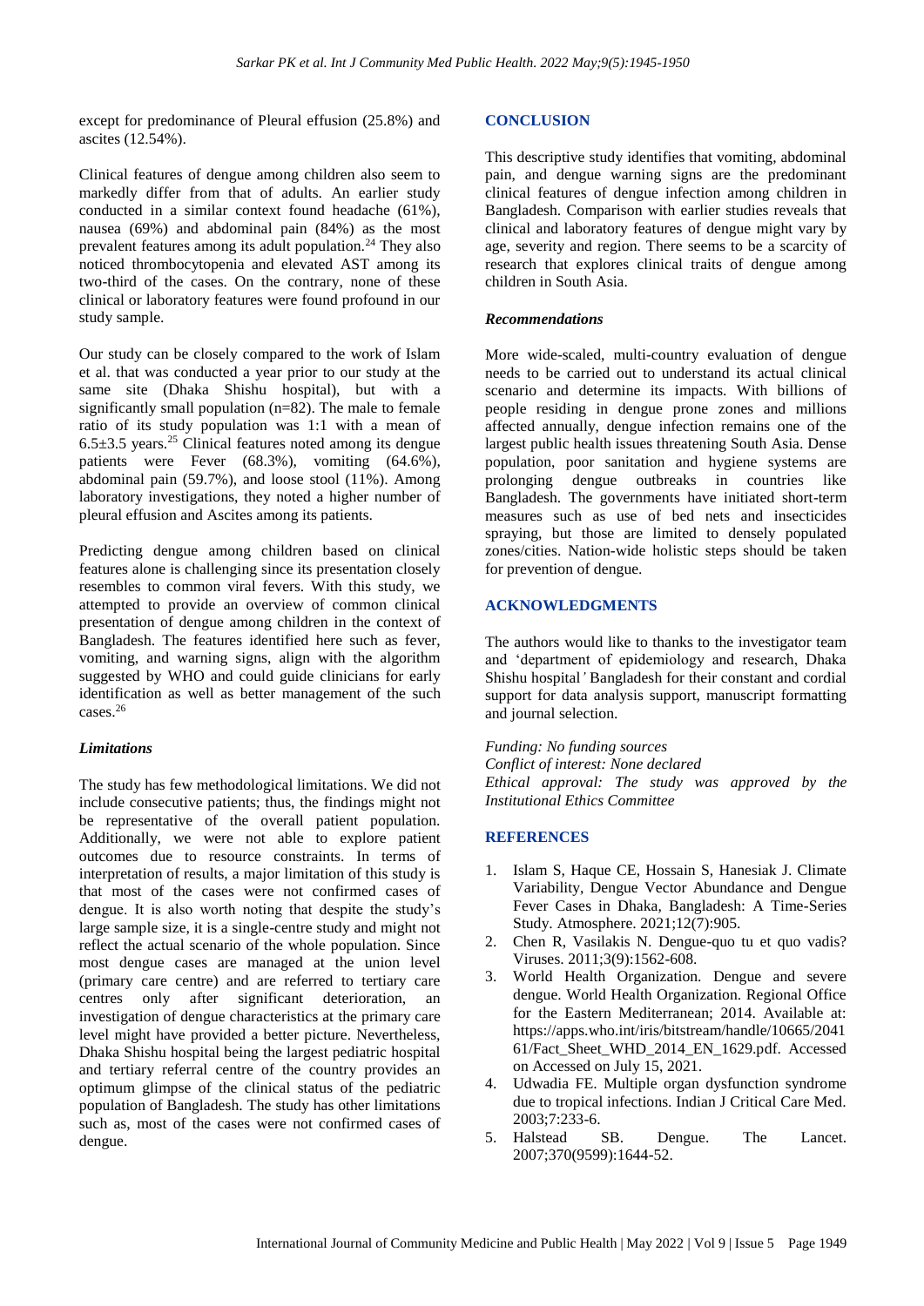except for predominance of Pleural effusion (25.8%) and ascites (12.54%).

Clinical features of dengue among children also seem to markedly differ from that of adults. An earlier study conducted in a similar context found headache (61%), nausea (69%) and abdominal pain (84%) as the most prevalent features among its adult population.[24] They also noticed thrombocytopenia and elevated AST among its two-third of the cases. On the contrary, none of these clinical or laboratory features were found profound in our study sample.

Our study can be closely compared to the work of Islam et al. that was conducted a year prior to our study at the same site (Dhaka Shishu hospital), but with a significantly small population (n=82). The male to female ratio of its study population was 1:1 with a mean of 6.5±3.5 years.[25] Clinical features noted among its dengue patients were Fever (68.3%), vomiting (64.6%), abdominal pain (59.7%), and loose stool (11%). Among laboratory investigations, they noted a higher number of pleural effusion and Ascites among its patients.

Predicting dengue among children based on clinical features alone is challenging since its presentation closely resembles to common viral fevers. With this study, we attempted to provide an overview of common clinical presentation of dengue among children in the context of Bangladesh. The features identified here such as fever, vomiting, and warning signs, align with the algorithm suggested by WHO and could guide clinicians for early identification as well as better management of the such cases.[26]

### *Limitations*

The study has few methodological limitations. We did not include consecutive patients; thus, the findings might not be representative of the overall patient population. Additionally, we were not able to explore patient outcomes due to resource constraints. In terms of interpretation of results, a major limitation of this study is that most of the cases were not confirmed cases of dengue. It is also worth noting that despite the study's large sample size, it is a single-centre study and might not reflect the actual scenario of the whole population. Since most dengue cases are managed at the union level (primary care centre) and are referred to tertiary care centres only after significant deterioration, an investigation of dengue characteristics at the primary care level might have provided a better picture. Nevertheless, Dhaka Shishu hospital being the largest pediatric hospital and tertiary referral centre of the country provides an optimum glimpse of the clinical status of the pediatric population of Bangladesh. The study has other limitations such as, most of the cases were not confirmed cases of dengue.

## CONCLUSION

This descriptive study identifies that vomiting, abdominal pain, and dengue warning signs are the predominant clinical features of dengue infection among children in Bangladesh. Comparison with earlier studies reveals that clinical and laboratory features of dengue might vary by age, severity and region. There seems to be a scarcity of research that explores clinical traits of dengue among children in South Asia.

### *Recommendations*

More wide-scaled, multi-country evaluation of dengue needs to be carried out to understand its actual clinical scenario and determine its impacts. With billions of people residing in dengue prone zones and millions affected annually, dengue infection remains one of the largest public health issues threatening South Asia. Dense population, poor sanitation and hygiene systems are prolonging dengue outbreaks in countries like Bangladesh. The governments have initiated short-term measures such as use of bed nets and insecticides spraying, but those are limited to densely populated zones/cities. Nation-wide holistic steps should be taken for prevention of dengue.

## ACKNOWLEDGMENTS

The authors would like to thanks to the investigator team and 'department of epidemiology and research, Dhaka Shishu hospital*'* Bangladesh for their constant and cordial support for data analysis support, manuscript formatting and journal selection.

*Funding: No funding sources*
*Conflict of interest: None declared*
*Ethical approval: The study was approved by the Institutional Ethics Committee*

## REFERENCES

1. Islam S, Haque CE, Hossain S, Hanesiak J. Climate Variability, Dengue Vector Abundance and Dengue Fever Cases in Dhaka, Bangladesh: A Time-Series Study. Atmosphere. 2021;12(7):905.
2. Chen R, Vasilakis N. Dengue-quo tu et quo vadis? Viruses. 2011;3(9):1562-608.
3. World Health Organization. Dengue and severe dengue. World Health Organization. Regional Office for the Eastern Mediterranean; 2014. Available at: https://apps.who.int/iris/bitstream/handle/10665/204161/Fact_Sheet_WHD_2014_EN_1629.pdf. Accessed on Accessed on July 15, 2021.
4. Udwadia FE. Multiple organ dysfunction syndrome due to tropical infections. Indian J Critical Care Med. 2003;7:233-6.
5. Halstead SB. Dengue. The Lancet. 2007;370(9599):1644-52.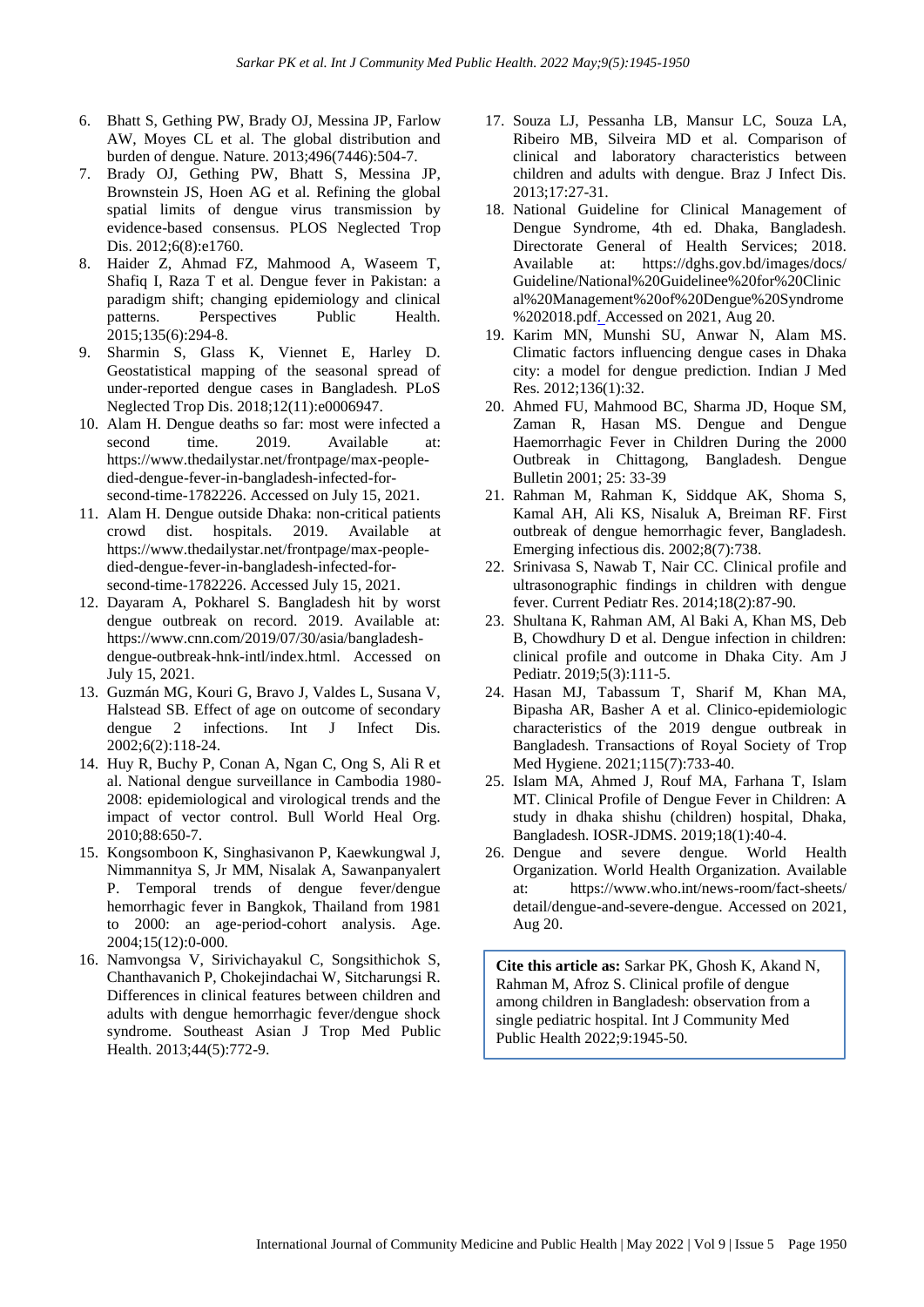6. Bhatt S, Gething PW, Brady OJ, Messina JP, Farlow AW, Moyes CL et al. The global distribution and burden of dengue. Nature. 2013;496(7446):504-7.
7. Brady OJ, Gething PW, Bhatt S, Messina JP, Brownstein JS, Hoen AG et al. Refining the global spatial limits of dengue virus transmission by evidence-based consensus. PLOS Neglected Trop Dis. 2012;6(8):e1760.
8. Haider Z, Ahmad FZ, Mahmood A, Waseem T, Shafiq I, Raza T et al. Dengue fever in Pakistan: a paradigm shift; changing epidemiology and clinical patterns. Perspectives Public Health. 2015;135(6):294-8.
9. Sharmin S, Glass K, Viennet E, Harley D. Geostatistical mapping of the seasonal spread of under-reported dengue cases in Bangladesh. PLoS Neglected Trop Dis. 2018;12(11):e0006947.
10. Alam H. Dengue deaths so far: most were infected a second time. 2019. Available at: https://www.thedailystar.net/frontpage/max-people-died-dengue-fever-in-bangladesh-infected-for-second-time-1782226. Accessed on July 15, 2021.
11. Alam H. Dengue outside Dhaka: non-critical patients crowd dist. hospitals. 2019. Available at https://www.thedailystar.net/frontpage/max-people-died-dengue-fever-in-bangladesh-infected-for-second-time-1782226. Accessed July 15, 2021.
12. Dayaram A, Pokharel S. Bangladesh hit by worst dengue outbreak on record. 2019. Available at: https://www.cnn.com/2019/07/30/asia/bangladesh-dengue-outbreak-hnk-intl/index.html. Accessed on July 15, 2021.
13. Guzmán MG, Kouri G, Bravo J, Valdes L, Susana V, Halstead SB. Effect of age on outcome of secondary dengue 2 infections. Int J Infect Dis. 2002;6(2):118-24.
14. Huy R, Buchy P, Conan A, Ngan C, Ong S, Ali R et al. National dengue surveillance in Cambodia 1980-2008: epidemiological and virological trends and the impact of vector control. Bull World Heal Org. 2010;88:650-7.
15. Kongsomboon K, Singhasivanon P, Kaewkungwal J, Nimmannitya S, Jr MM, Nisalak A, Sawanpanyalert P. Temporal trends of dengue fever/dengue hemorrhagic fever in Bangkok, Thailand from 1981 to 2000: an age-period-cohort analysis. Age. 2004;15(12):0-000.
16. Namvongsa V, Sirivichayakul C, Songsithichok S, Chanthavanich P, Chokejindachai W, Sitcharungsi R. Differences in clinical features between children and adults with dengue hemorrhagic fever/dengue shock syndrome. Southeast Asian J Trop Med Public Health. 2013;44(5):772-9.
17. Souza LJ, Pessanha LB, Mansur LC, Souza LA, Ribeiro MB, Silveira MD et al. Comparison of clinical and laboratory characteristics between children and adults with dengue. Braz J Infect Dis. 2013;17:27-31.
18. National Guideline for Clinical Management of Dengue Syndrome, 4th ed. Dhaka, Bangladesh. Directorate General of Health Services; 2018. Available at: https://dghs.gov.bd/images/docs/Guideline/National%20Guidelinee%20for%20Clinical%20Management%20of%20Dengue%20Syndrome%202018.pdf. Accessed on 2021, Aug 20.
19. Karim MN, Munshi SU, Anwar N, Alam MS. Climatic factors influencing dengue cases in Dhaka city: a model for dengue prediction. Indian J Med Res. 2012;136(1):32.
20. Ahmed FU, Mahmood BC, Sharma JD, Hoque SM, Zaman R, Hasan MS. Dengue and Dengue Haemorrhagic Fever in Children During the 2000 Outbreak in Chittagong, Bangladesh. Dengue Bulletin 2001; 25: 33-39
21. Rahman M, Rahman K, Siddque AK, Shoma S, Kamal AH, Ali KS, Nisaluk A, Breiman RF. First outbreak of dengue hemorrhagic fever, Bangladesh. Emerging infectious dis. 2002;8(7):738.
22. Srinivasa S, Nawab T, Nair CC. Clinical profile and ultrasonographic findings in children with dengue fever. Current Pediatr Res. 2014;18(2):87-90.
23. Shultana K, Rahman AM, Al Baki A, Khan MS, Deb B, Chowdhury D et al. Dengue infection in children: clinical profile and outcome in Dhaka City. Am J Pediatr. 2019;5(3):111-5.
24. Hasan MJ, Tabassum T, Sharif M, Khan MA, Bipasha AR, Basher A et al. Clinico-epidemiologic characteristics of the 2019 dengue outbreak in Bangladesh. Transactions of Royal Society of Trop Med Hygiene. 2021;115(7):733-40.
25. Islam MA, Ahmed J, Rouf MA, Farhana T, Islam MT. Clinical Profile of Dengue Fever in Children: A study in dhaka shishu (children) hospital, Dhaka, Bangladesh. IOSR-JDMS. 2019;18(1):40-4.
26. Dengue and severe dengue. World Health Organization. World Health Organization. Available at: https://www.who.int/news-room/fact-sheets/detail/dengue-and-severe-dengue. Accessed on 2021, Aug 20.

**Cite this article as:** Sarkar PK, Ghosh K, Akand N, Rahman M, Afroz S. Clinical profile of dengue among children in Bangladesh: observation from a single pediatric hospital. Int J Community Med Public Health 2022;9:1945-50.